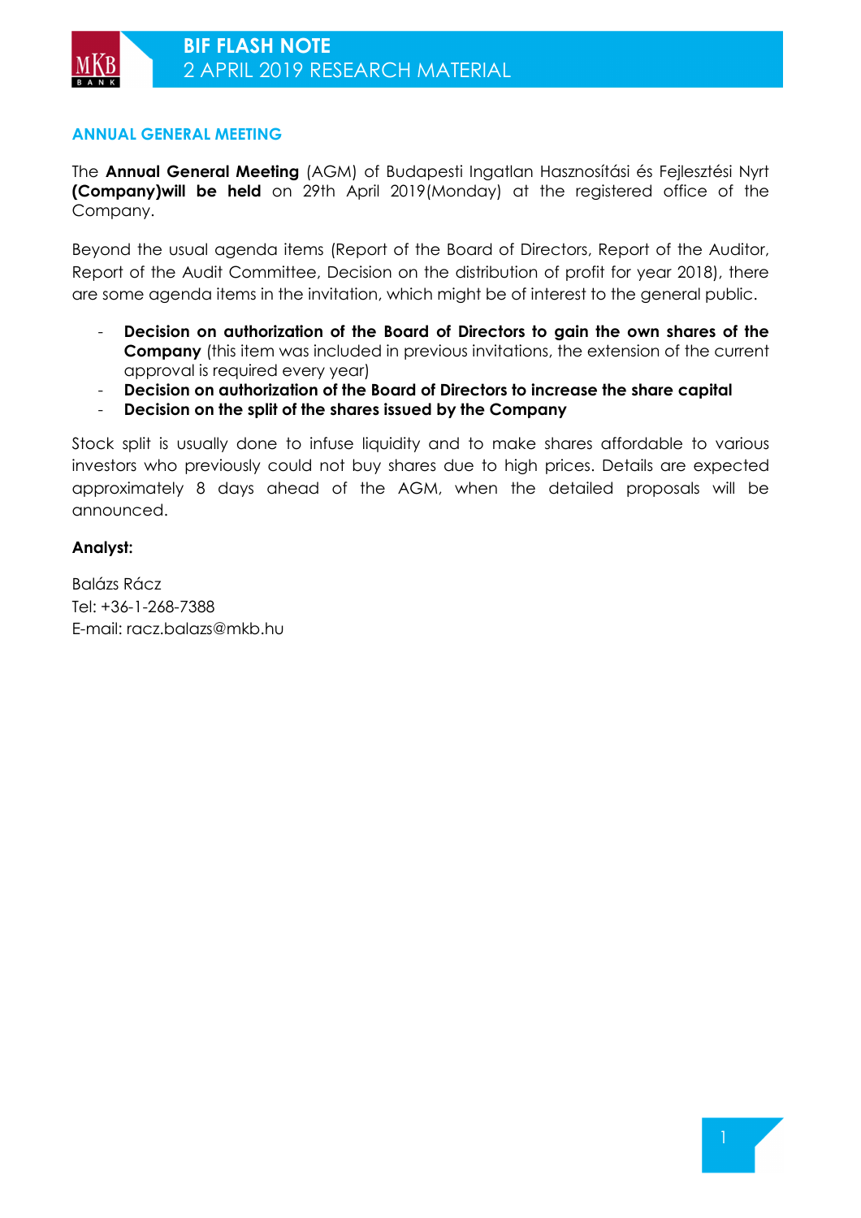# BIF FLASH NOTE
2 APRIL 2019 RESEARCH MATERIAL

## ANNUAL GENERAL MEETING

The **Annual General Meeting** (AGM) of Budapesti Ingatlan Hasznosítási és Fejlesztési Nyrt **(Company)will be held** on 29th April 2019(Monday) at the registered office of the Company.

Beyond the usual agenda items (Report of the Board of Directors, Report of the Auditor, Report of the Audit Committee, Decision on the distribution of profit for year 2018), there are some agenda items in the invitation, which might be of interest to the general public.

- **Decision on authorization of the Board of Directors to gain the own shares of the Company** (this item was included in previous invitations, the extension of the current approval is required every year)
- **Decision on authorization of the Board of Directors to increase the share capital**
- **Decision on the split of the shares issued by the Company**

Stock split is usually done to infuse liquidity and to make shares affordable to various investors who previously could not buy shares due to high prices. Details are expected approximately 8 days ahead of the AGM, when the detailed proposals will be announced.

**Analyst:**

Balázs Rácz
Tel: +36-1-268-7388
E-mail: racz.balazs@mkb.hu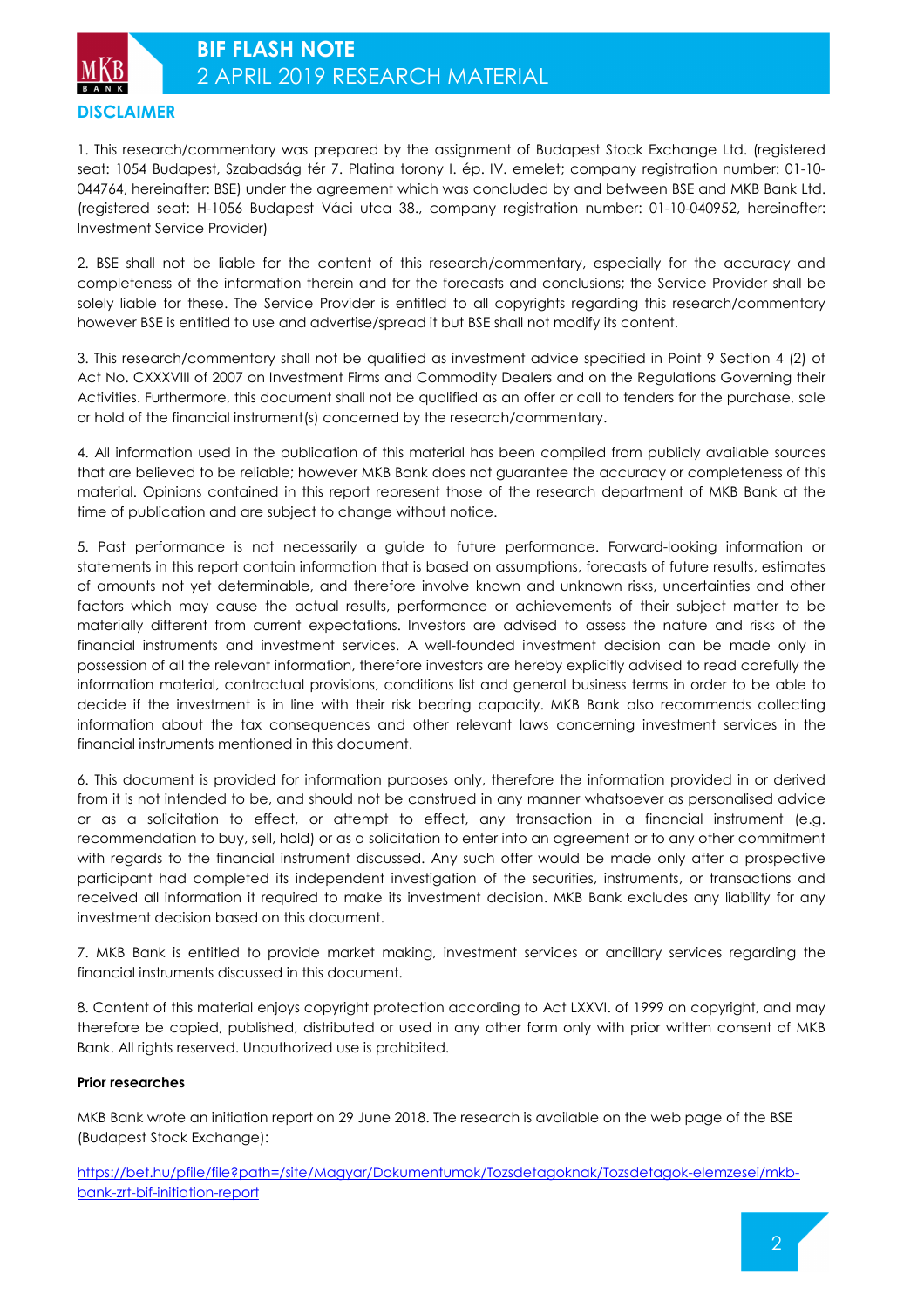## DISCLAIMER

1. This research/commentary was prepared by the assignment of Budapest Stock Exchange Ltd. (registered seat: 1054 Budapest, Szabadság tér 7. Platina torony I. ép. IV. emelet; company registration number: 01-10-044764, hereinafter: BSE) under the agreement which was concluded by and between BSE and MKB Bank Ltd. (registered seat: H-1056 Budapest Váci utca 38., company registration number: 01-10-040952, hereinafter: Investment Service Provider)

2. BSE shall not be liable for the content of this research/commentary, especially for the accuracy and completeness of the information therein and for the forecasts and conclusions; the Service Provider shall be solely liable for these. The Service Provider is entitled to all copyrights regarding this research/commentary however BSE is entitled to use and advertise/spread it but BSE shall not modify its content.

3. This research/commentary shall not be qualified as investment advice specified in Point 9 Section 4 (2) of Act No. CXXXVIII of 2007 on Investment Firms and Commodity Dealers and on the Regulations Governing their Activities. Furthermore, this document shall not be qualified as an offer or call to tenders for the purchase, sale or hold of the financial instrument(s) concerned by the research/commentary.

4. All information used in the publication of this material has been compiled from publicly available sources that are believed to be reliable; however MKB Bank does not guarantee the accuracy or completeness of this material. Opinions contained in this report represent those of the research department of MKB Bank at the time of publication and are subject to change without notice.

5. Past performance is not necessarily a guide to future performance. Forward-looking information or statements in this report contain information that is based on assumptions, forecasts of future results, estimates of amounts not yet determinable, and therefore involve known and unknown risks, uncertainties and other factors which may cause the actual results, performance or achievements of their subject matter to be materially different from current expectations. Investors are advised to assess the nature and risks of the financial instruments and investment services. A well-founded investment decision can be made only in possession of all the relevant information, therefore investors are hereby explicitly advised to read carefully the information material, contractual provisions, conditions list and general business terms in order to be able to decide if the investment is in line with their risk bearing capacity. MKB Bank also recommends collecting information about the tax consequences and other relevant laws concerning investment services in the financial instruments mentioned in this document.

6. This document is provided for information purposes only, therefore the information provided in or derived from it is not intended to be, and should not be construed in any manner whatsoever as personalised advice or as a solicitation to effect, or attempt to effect, any transaction in a financial instrument (e.g. recommendation to buy, sell, hold) or as a solicitation to enter into an agreement or to any other commitment with regards to the financial instrument discussed. Any such offer would be made only after a prospective participant had completed its independent investigation of the securities, instruments, or transactions and received all information it required to make its investment decision. MKB Bank excludes any liability for any investment decision based on this document.

7. MKB Bank is entitled to provide market making, investment services or ancillary services regarding the financial instruments discussed in this document.

8. Content of this material enjoys copyright protection according to Act LXXVI. of 1999 on copyright, and may therefore be copied, published, distributed or used in any other form only with prior written consent of MKB Bank. All rights reserved. Unauthorized use is prohibited.

**Prior researches**

MKB Bank wrote an initiation report on 29 June 2018. The research is available on the web page of the BSE (Budapest Stock Exchange):

https://bet.hu/pfile/file?path=/site/Magyar/Dokumentumok/Tozsdetagoknak/Tozsdetagok-elemzesei/mkb-bank-zrt-bif-initiation-report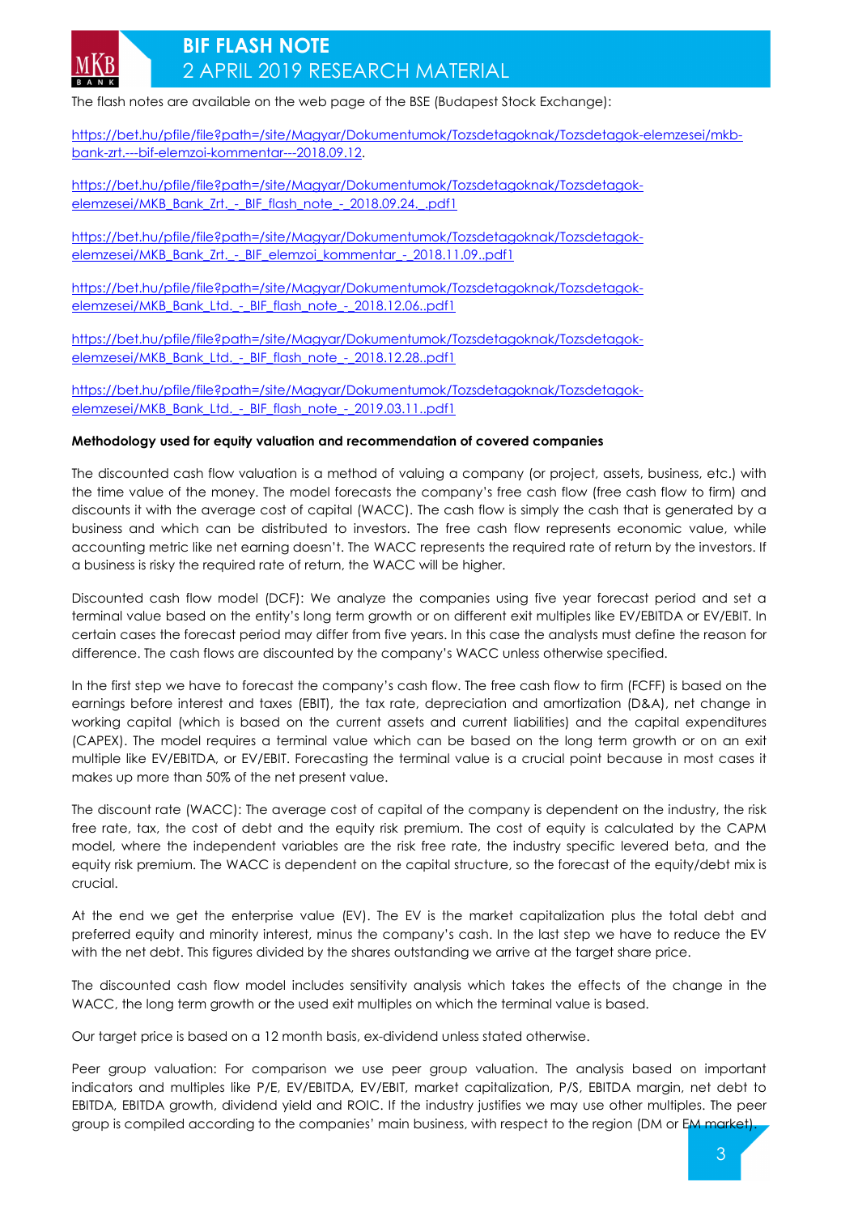The flash notes are available on the web page of the BSE (Budapest Stock Exchange):

https://bet.hu/pfile/file?path=/site/Magyar/Dokumentumok/Tozsdetagoknak/Tozsdetagok-elemzesei/mkb-bank-zrt.---bif-elemzoi-kommentar---2018.09.12.

https://bet.hu/pfile/file?path=/site/Magyar/Dokumentumok/Tozsdetagoknak/Tozsdetagok-elemzesei/MKB_Bank_Zrt._-_BIF_flash_note_-_2018.09.24._.pdf1

https://bet.hu/pfile/file?path=/site/Magyar/Dokumentumok/Tozsdetagoknak/Tozsdetagok-elemzesei/MKB_Bank_Zrt._-_BIF_elemzoi_kommentar_-_2018.11.09..pdf1

https://bet.hu/pfile/file?path=/site/Magyar/Dokumentumok/Tozsdetagoknak/Tozsdetagok-elemzesei/MKB_Bank_Ltd._-_BIF_flash_note_-_2018.12.06..pdf1

https://bet.hu/pfile/file?path=/site/Magyar/Dokumentumok/Tozsdetagoknak/Tozsdetagok-elemzesei/MKB_Bank_Ltd._-_BIF_flash_note_-_2018.12.28..pdf1

https://bet.hu/pfile/file?path=/site/Magyar/Dokumentumok/Tozsdetagoknak/Tozsdetagok-elemzesei/MKB_Bank_Ltd._-_BIF_flash_note_-_2019.03.11..pdf1

**Methodology used for equity valuation and recommendation of covered companies**

The discounted cash flow valuation is a method of valuing a company (or project, assets, business, etc.) with the time value of the money. The model forecasts the company's free cash flow (free cash flow to firm) and discounts it with the average cost of capital (WACC). The cash flow is simply the cash that is generated by a business and which can be distributed to investors. The free cash flow represents economic value, while accounting metric like net earning doesn't. The WACC represents the required rate of return by the investors. If a business is risky the required rate of return, the WACC will be higher.

Discounted cash flow model (DCF): We analyze the companies using five year forecast period and set a terminal value based on the entity's long term growth or on different exit multiples like EV/EBITDA or EV/EBIT. In certain cases the forecast period may differ from five years. In this case the analysts must define the reason for difference. The cash flows are discounted by the company's WACC unless otherwise specified.

In the first step we have to forecast the company's cash flow. The free cash flow to firm (FCFF) is based on the earnings before interest and taxes (EBIT), the tax rate, depreciation and amortization (D&A), net change in working capital (which is based on the current assets and current liabilities) and the capital expenditures (CAPEX). The model requires a terminal value which can be based on the long term growth or on an exit multiple like EV/EBITDA, or EV/EBIT. Forecasting the terminal value is a crucial point because in most cases it makes up more than 50% of the net present value.

The discount rate (WACC): The average cost of capital of the company is dependent on the industry, the risk free rate, tax, the cost of debt and the equity risk premium. The cost of equity is calculated by the CAPM model, where the independent variables are the risk free rate, the industry specific levered beta, and the equity risk premium. The WACC is dependent on the capital structure, so the forecast of the equity/debt mix is crucial.

At the end we get the enterprise value (EV). The EV is the market capitalization plus the total debt and preferred equity and minority interest, minus the company's cash. In the last step we have to reduce the EV with the net debt. This figures divided by the shares outstanding we arrive at the target share price.

The discounted cash flow model includes sensitivity analysis which takes the effects of the change in the WACC, the long term growth or the used exit multiples on which the terminal value is based.

Our target price is based on a 12 month basis, ex-dividend unless stated otherwise.

Peer group valuation: For comparison we use peer group valuation. The analysis based on important indicators and multiples like P/E, EV/EBITDA, EV/EBIT, market capitalization, P/S, EBITDA margin, net debt to EBITDA, EBITDA growth, dividend yield and ROIC. If the industry justifies we may use other multiples. The peer group is compiled according to the companies' main business, with respect to the region (DM or EM market).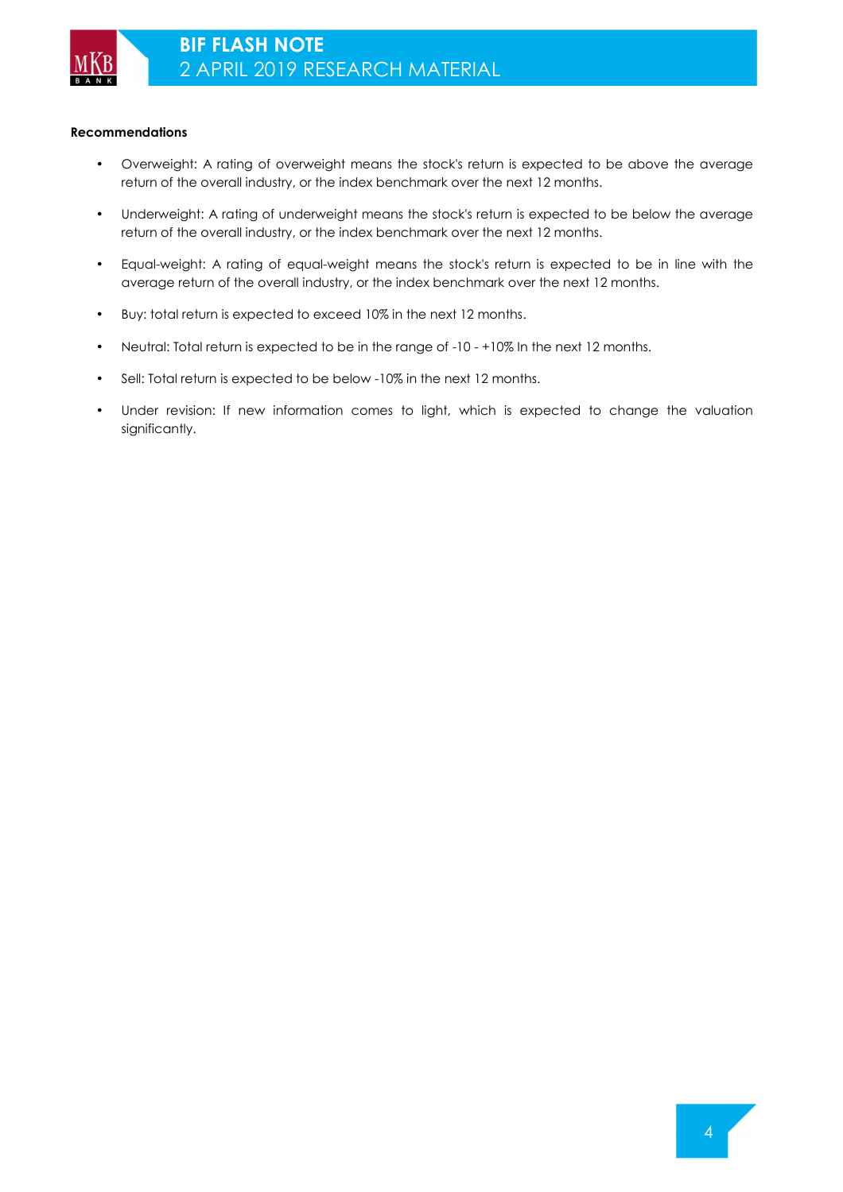**Recommendations**

- Overweight: A rating of overweight means the stock's return is expected to be above the average return of the overall industry, or the index benchmark over the next 12 months.
- Underweight: A rating of underweight means the stock's return is expected to be below the average return of the overall industry, or the index benchmark over the next 12 months.
- Equal-weight: A rating of equal-weight means the stock's return is expected to be in line with the average return of the overall industry, or the index benchmark over the next 12 months.
- Buy: total return is expected to exceed 10% in the next 12 months.
- Neutral: Total return is expected to be in the range of -10 - +10% In the next 12 months.
- Sell: Total return is expected to be below -10% in the next 12 months.
- Under revision: If new information comes to light, which is expected to change the valuation significantly.